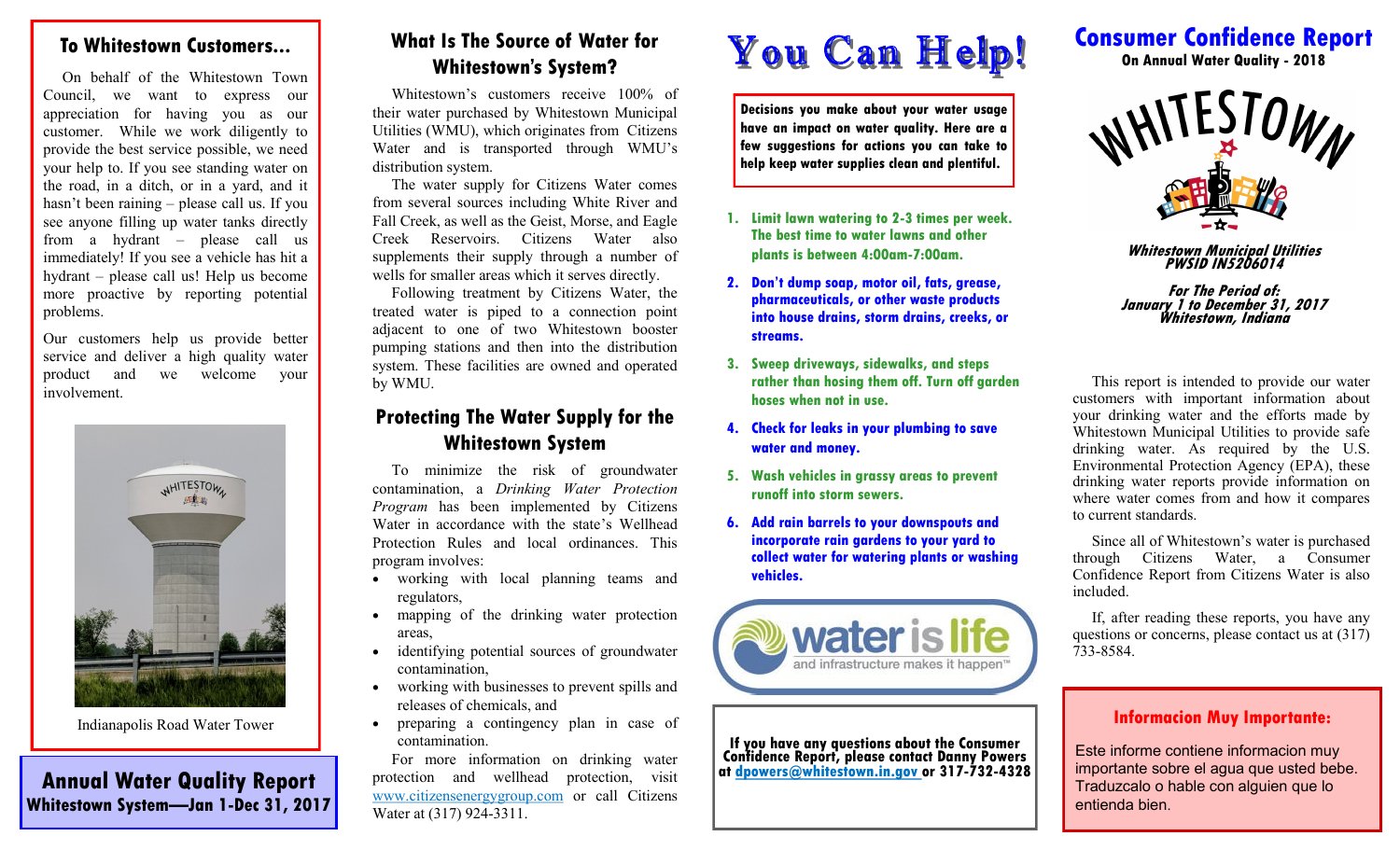## To Whitestown Customers...

On behalf of the Whitestown Town Council, we want to express our appreciation for having you as our customer. While we work diligently to provide the best service possible, we need your help to. If you see standing water on the road, in a ditch, or in a yard, and it hasn't been raining – please call us. If you see anyone filling up water tanks directly from a hydrant – please call us immediately! If you see a vehicle has hit a hydrant – please call us! Help us become more proactive by reporting potential problems.

Our customers help us provide better service and deliver a high quality water product and we welcome your involvement.

Indianapolis Road Water Tower

## Annual Water Quality Report

**Whitestown System—Jan 1-Dec 31, 2017**

## What Is The Source of Water for Whitestown's System?

Whitestown's customers receive 100% of their water purchased by Whitestown Municipal Utilities (WMU), which originates from Citizens Water and is transported through WMU's distribution system.

The water supply for Citizens Water comes from several sources including White River and Fall Creek, as well as the Geist, Morse, and Eagle Creek Reservoirs. Citizens Water also supplements their supply through a number of wells for smaller areas which it serves directly.

Following treatment by Citizens Water, the treated water is piped to a connection point adjacent to one of two Whitestown booster pumping stations and then into the distribution system. These facilities are owned and operated by WMU.

## Protecting The Water Supply for the Whitestown System

To minimize the risk of groundwater contamination, a *Drinking Water Protection Program* has been implemented by Citizens Water in accordance with the state's Wellhead Protection Rules and local ordinances. This program involves:

- working with local planning teams and regulators,
- mapping of the drinking water protection areas,
- identifying potential sources of groundwater contamination,
- working with businesses to prevent spills and releases of chemicals, and
- preparing a contingency plan in case of contamination.

For more information on drinking water protection and wellhead protection, visit www.citizensenergygroup.com or call Citizens Water at (317) 924-3311.

# You Can Help!

**Decisions you make about your water usage have an impact on water quality. Here are a few suggestions for actions you can take to help keep water supplies clean and plentiful.**

1. **Limit lawn watering to 2-3 times per week. The best time to water lawns and other plants is between 4:00am-7:00am.**
2. **Don't dump soap, motor oil, fats, grease, pharmaceuticals, or other waste products into house drains, storm drains, creeks, or streams.**
3. **Sweep driveways, sidewalks, and steps rather than hosing them off. Turn off garden hoses when not in use.**
4. **Check for leaks in your plumbing to save water and money.**
5. **Wash vehicles in grassy areas to prevent runoff into storm sewers.**
6. **Add rain barrels to your downspouts and incorporate rain gardens to your yard to collect water for watering plants or washing vehicles.**

water is life — and infrastructure makes it happen™

**If you have any questions about the Consumer Confidence Report, please contact Danny Powers at dpowers@whitestown.in.gov or 317-732-4328**

# Consumer Confidence Report

**On Annual Water Quality - 2018**

WHITESTOWN

***Whitestown Municipal Utilities***
***PWSID IN5206014***

***For The Period of:***
***January 1 to December 31, 2017***
***Whitestown, Indiana***

This report is intended to provide our water customers with important information about your drinking water and the efforts made by Whitestown Municipal Utilities to provide safe drinking water. As required by the U.S. Environmental Protection Agency (EPA), these drinking water reports provide information on where water comes from and how it compares to current standards.

Since all of Whitestown's water is purchased through Citizens Water, a Consumer Confidence Report from Citizens Water is also included.

If, after reading these reports, you have any questions or concerns, please contact us at (317) 733-8584.

### Informacion Muy Importante:

Este informe contiene informacion muy importante sobre el agua que usted bebe. Traduzcalo o hable con alguien que lo entienda bien.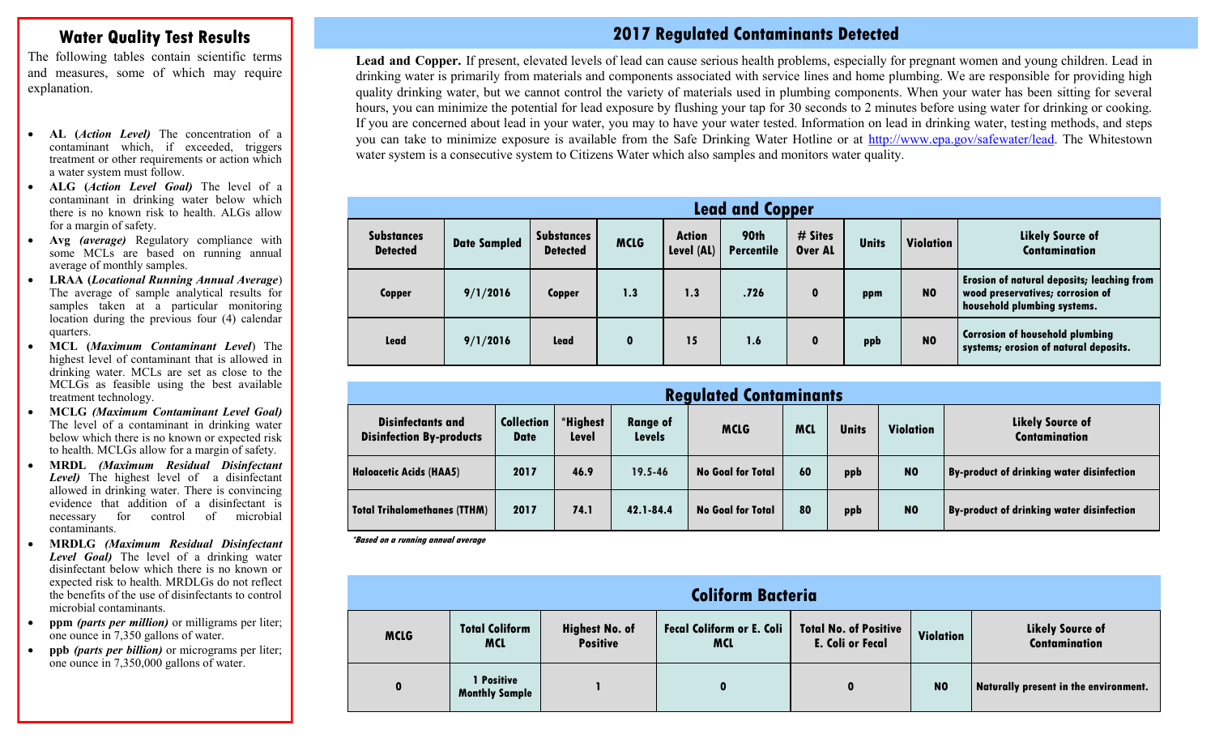## Water Quality Test Results

The following tables contain scientific terms and measures, some of which may require explanation.

- **AL (*Action Level)*** The concentration of a contaminant which, if exceeded, triggers treatment or other requirements or action which a water system must follow.
- **ALG (*Action Level Goal)*** The level of a contaminant in drinking water below which there is no known risk to health. ALGs allow for a margin of safety.
- **Avg *(average)*** Regulatory compliance with some MCLs are based on running annual average of monthly samples.
- **LRAA (*Locational Running Annual Average*)** The average of sample analytical results for samples taken at a particular monitoring location during the previous four (4) calendar quarters.
- **MCL (*Maximum Contaminant Level*)** The highest level of contaminant that is allowed in drinking water. MCLs are set as close to the MCLGs as feasible using the best available treatment technology.
- **MCLG *(Maximum Contaminant Level Goal)*** The level of a contaminant in drinking water below which there is no known or expected risk to health. MCLGs allow for a margin of safety.
- **MRDL *(Maximum Residual Disinfectant Level)*** The highest level of a disinfectant allowed in drinking water. There is convincing evidence that addition of a disinfectant is necessary for control of microbial contaminants.
- **MRDLG *(Maximum Residual Disinfectant Level Goal)*** The level of a drinking water disinfectant below which there is no known or expected risk to health. MRDLGs do not reflect the benefits of the use of disinfectants to control microbial contaminants.
- **ppm *(parts per million)*** or milligrams per liter; one ounce in 7,350 gallons of water.
- **ppb *(parts per billion)*** or micrograms per liter; one ounce in 7,350,000 gallons of water.

## 2017 Regulated Contaminants Detected

**Lead and Copper.** If present, elevated levels of lead can cause serious health problems, especially for pregnant women and young children. Lead in drinking water is primarily from materials and components associated with service lines and home plumbing. We are responsible for providing high quality drinking water, but we cannot control the variety of materials used in plumbing components. When your water has been sitting for several hours, you can minimize the potential for lead exposure by flushing your tap for 30 seconds to 2 minutes before using water for drinking or cooking. If you are concerned about lead in your water, you may to have your water tested. Information on lead in drinking water, testing methods, and steps you can take to minimize exposure is available from the Safe Drinking Water Hotline or at http://www.epa.gov/safewater/lead. The Whitestown water system is a consecutive system to Citizens Water which also samples and monitors water quality.

### Lead and Copper

| Substances Detected | Date Sampled | Substances Detected | MCLG | Action Level (AL) | 90th Percentile | # Sites Over AL | Units | Violation | Likely Source of Contamination |
|---|---|---|---|---|---|---|---|---|---|
| Copper | 9/1/2016 | Copper | 1.3 | 1.3 | .726 | 0 | ppm | NO | Erosion of natural deposits; leaching from wood preservatives; corrosion of household plumbing systems. |
| Lead | 9/1/2016 | Lead | 0 | 15 | 1.6 | 0 | ppb | NO | Corrosion of household plumbing systems; erosion of natural deposits. |

### Regulated Contaminants

| Disinfectants and Disinfection By-products | Collection Date | *Highest Level | Range of Levels | MCLG | MCL | Units | Violation | Likely Source of Contamination |
|---|---|---|---|---|---|---|---|---|
| Haloacetic Acids (HAA5) | 2017 | 46.9 | 19.5-46 | No Goal for Total | 60 | ppb | NO | By-product of drinking water disinfection |
| Total Trihalomethanes (TTHM) | 2017 | 74.1 | 42.1-84.4 | No Goal for Total | 80 | ppb | NO | By-product of drinking water disinfection |

*Based on a running annual average*

### Coliform Bacteria

| MCLG | Total Coliform MCL | Highest No. of Positive | Fecal Coliform or E. Coli MCL | Total No. of Positive E. Coli or Fecal | Violation | Likely Source of Contamination |
|---|---|---|---|---|---|---|
| 0 | 1 Positive Monthly Sample | 1 | 0 | 0 | NO | Naturally present in the environment. |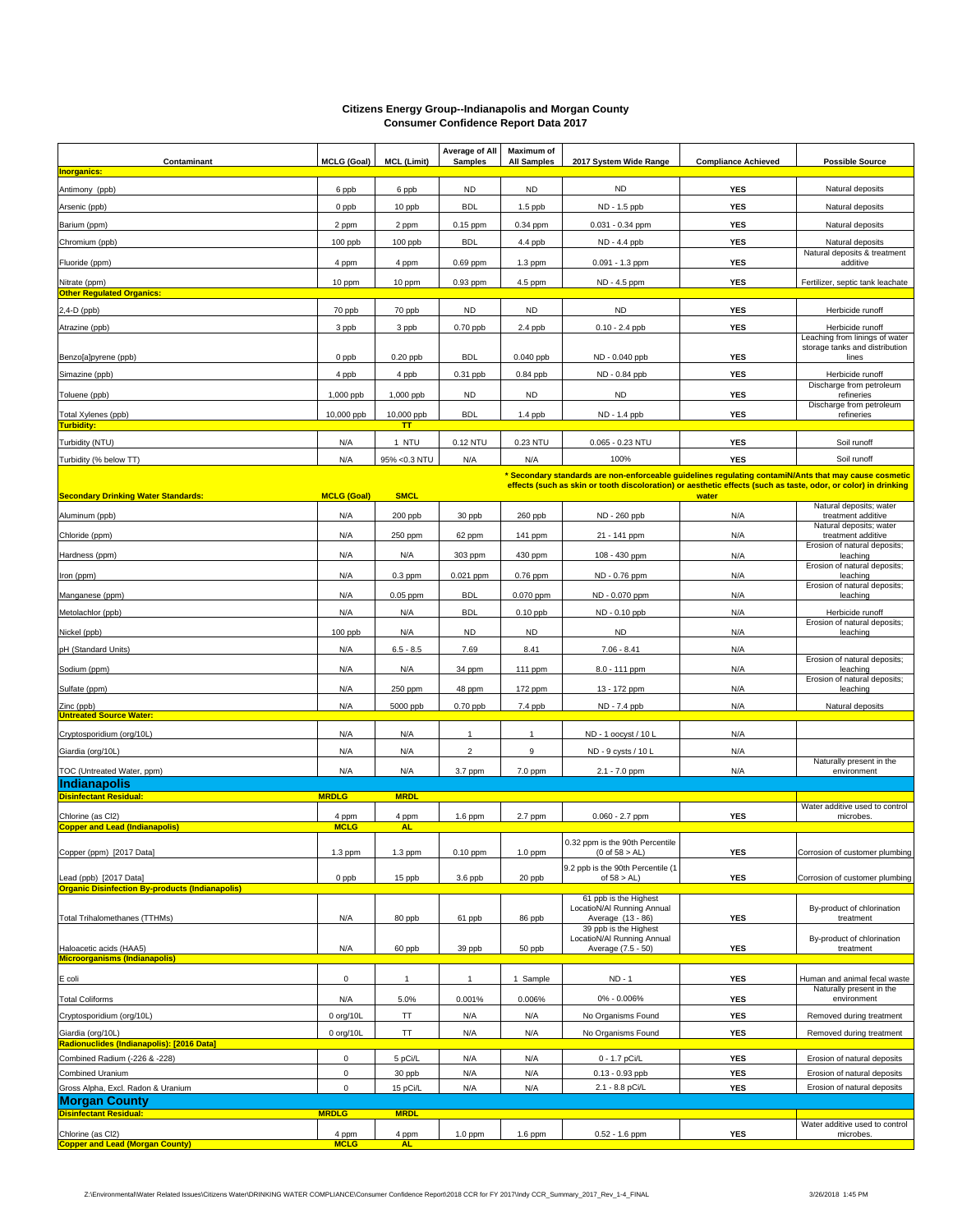# Citizens Energy Group--Indianapolis and Morgan County
## Consumer Confidence Report Data 2017

| Contaminant | MCLG (Goal) | MCL (Limit) | Average of All Samples | Maximum of All Samples | 2017 System Wide Range | Compliance Achieved | Possible Source |
|---|---|---|---|---|---|---|---|
| **Inorganics:** | | | | | | | |
| Antimony (ppb) | 6 ppb | 6 ppb | ND | ND | ND | YES | Natural deposits |
| Arsenic (ppb) | 0 ppb | 10 ppb | BDL | 1.5 ppb | ND - 1.5 ppb | YES | Natural deposits |
| Barium (ppm) | 2 ppm | 2 ppm | 0.15 ppm | 0.34 ppm | 0.031 - 0.34 ppm | YES | Natural deposits |
| Chromium (ppb) | 100 ppb | 100 ppb | BDL | 4.4 ppb | ND - 4.4 ppb | YES | Natural deposits |
| Fluoride (ppm) | 4 ppm | 4 ppm | 0.69 ppm | 1.3 ppm | 0.091 - 1.3 ppm | YES | Natural deposits & treatment additive |
| Nitrate (ppm) | 10 ppm | 10 ppm | 0.93 ppm | 4.5 ppm | ND - 4.5 ppm | YES | Fertilizer, septic tank leachate |
| **Other Regulated Organics:** | | | | | | | |
| 2,4-D (ppb) | 70 ppb | 70 ppb | ND | ND | ND | YES | Herbicide runoff |
| Atrazine (ppb) | 3 ppb | 3 ppb | 0.70 ppb | 2.4 ppb | 0.10 - 2.4 ppb | YES | Herbicide runoff |
| Benzo[a]pyrene (ppb) | 0 ppb | 0.20 ppb | BDL | 0.040 ppb | ND - 0.040 ppb | YES | Leaching from linings of water storage tanks and distribution lines |
| Simazine (ppb) | 4 ppb | 4 ppb | 0.31 ppb | 0.84 ppb | ND - 0.84 ppb | YES | Herbicide runoff |
| Toluene (ppb) | 1,000 ppb | 1,000 ppb | ND | ND | ND | YES | Discharge from petroleum refineries |
| Total Xylenes (ppb) | 10,000 ppb | 10,000 ppb | BDL | 1.4 ppb | ND - 1.4 ppb | YES | Discharge from petroleum refineries |
| **Turbidity:** | | TT | | | | | |
| Turbidity (NTU) | N/A | 1 NTU | 0.12 NTU | 0.23 NTU | 0.065 - 0.23 NTU | YES | Soil runoff |
| Turbidity (% below TT) | N/A | 95% <0.3 NTU | N/A | N/A | 100% | YES | Soil runoff |
| **Secondary Drinking Water Standards:** | **MCLG (Goal)** | **SMCL** | | | * Secondary standards are non-enforceable guidelines regulating contamiN/Ants that may cause cosmetic effects (such as skin or tooth discoloration) or aesthetic effects (such as taste, odor, or color) in drinking water | | |
| Aluminum (ppb) | N/A | 200 ppb | 30 ppb | 260 ppb | ND - 260 ppb | N/A | Natural deposits; water treatment additive |
| Chloride (ppm) | N/A | 250 ppm | 62 ppm | 141 ppm | 21 - 141 ppm | N/A | Natural deposits; water treatment additive |
| Hardness (ppm) | N/A | N/A | 303 ppm | 430 ppm | 108 - 430 ppm | N/A | Erosion of natural deposits; leaching |
| Iron (ppm) | N/A | 0.3 ppm | 0.021 ppm | 0.76 ppm | ND - 0.76 ppm | N/A | Erosion of natural deposits; leaching |
| Manganese (ppm) | N/A | 0.05 ppm | BDL | 0.070 ppm | ND - 0.070 ppm | N/A | Erosion of natural deposits; leaching |
| Metolachlor (ppb) | N/A | N/A | BDL | 0.10 ppb | ND - 0.10 ppb | N/A | Herbicide runoff |
| Nickel (ppb) | 100 ppb | N/A | ND | ND | ND | N/A | Erosion of natural deposits; leaching |
| pH (Standard Units) | N/A | 6.5 - 8.5 | 7.69 | 8.41 | 7.06 - 8.41 | N/A | |
| Sodium (ppm) | N/A | N/A | 34 ppm | 111 ppm | 8.0 - 111 ppm | N/A | Erosion of natural deposits; leaching |
| Sulfate (ppm) | N/A | 250 ppm | 48 ppm | 172 ppm | 13 - 172 ppm | N/A | Erosion of natural deposits; leaching |
| Zinc (ppb) | N/A | 5000 ppb | 0.70 ppb | 7.4 ppb | ND - 7.4 ppb | N/A | Natural deposits |
| **Untreated Source Water:** | | | | | | | |
| Cryptosporidium (org/10L) | N/A | N/A | 1 | 1 | ND - 1 oocyst / 10 L | N/A | |
| Giardia (org/10L) | N/A | N/A | 2 | 9 | ND - 9 cysts / 10 L | N/A | |
| TOC (Untreated Water, ppm) | N/A | N/A | 3.7 ppm | 7.0 ppm | 2.1 - 7.0 ppm | N/A | Naturally present in the environment |
| **Indianapolis** | | | | | | | |
| **Disinfectant Residual:** | **MRDLG** | **MRDL** | | | | | |
| Chlorine (as $Cl_2$) | 4 ppm | 4 ppm | 1.6 ppm | 2.7 ppm | 0.060 - 2.7 ppm | YES | Water additive used to control microbes. |
| **Copper and Lead (Indianapolis)** | **MCLG** | **AL** | | | | | |
| Copper (ppm) [2017 Data] | 1.3 ppm | 1.3 ppm | 0.10 ppm | 1.0 ppm | 0.32 ppm is the 90th Percentile (0 of 58 > AL) | YES | Corrosion of customer plumbing |
| Lead (ppb) [2017 Data] | 0 ppb | 15 ppb | 3.6 ppb | 20 ppb | 9.2 ppb is the 90th Percentile (1 of 58 > AL) | YES | Corrosion of customer plumbing |
| **Organic Disinfection By-products (Indianapolis)** | | | | | | | |
| Total Trihalomethanes (TTHMs) | N/A | 80 ppb | 61 ppb | 86 ppb | 61 ppb is the Highest LocatioN/Al Running Annual Average (13 - 86) | YES | By-product of chlorination treatment |
| Haloacetic acids (HAA5) | N/A | 60 ppb | 39 ppb | 50 ppb | 39 ppb is the Highest LocatioN/Al Running Annual Average (7.5 - 50) | YES | By-product of chlorination treatment |
| **Microorganisms (Indianapolis)** | | | | | | | |
| E coli | 0 | 1 | 1 | 1 Sample | ND - 1 | YES | Human and animal fecal waste |
| Total Coliforms | N/A | 5.0% | 0.001% | 0.006% | 0% - 0.006% | YES | Naturally present in the environment |
| Cryptosporidium (org/10L) | 0 org/10L | TT | N/A | N/A | No Organisms Found | YES | Removed during treatment |
| Giardia (org/10L) | 0 org/10L | TT | N/A | N/A | No Organisms Found | YES | Removed during treatment |
| **Radionuclides (Indianapolis): [2016 Data]** | | | | | | | |
| Combined Radium (-226 & -228) | 0 | 5 pCi/L | N/A | N/A | 0 - 1.7 pCi/L | YES | Erosion of natural deposits |
| Combined Uranium | 0 | 30 ppb | N/A | N/A | 0.13 - 0.93 ppb | YES | Erosion of natural deposits |
| Gross Alpha, Excl. Radon & Uranium | 0 | 15 pCi/L | N/A | N/A | 2.1 - 8.8 pCi/L | YES | Erosion of natural deposits |
| **Morgan County** | | | | | | | |
| **Disinfectant Residual:** | **MRDLG** | **MRDL** | | | | | |
| Chlorine (as $Cl_2$) | 4 ppm | 4 ppm | 1.0 ppm | 1.6 ppm | 0.52 - 1.6 ppm | YES | Water additive used to control microbes. |
| **Copper and Lead (Morgan County)** | **MCLG** | **AL** | | | | | |

Z:\Environmental\Water Related Issues\Citizens Water\DRINKING WATER COMPLIANCE\Consumer Confidence Report\2018 CCR for FY 2017\Indy CCR_Summary_2017_Rev_1-4_FINAL 3/26/2018 1:45 PM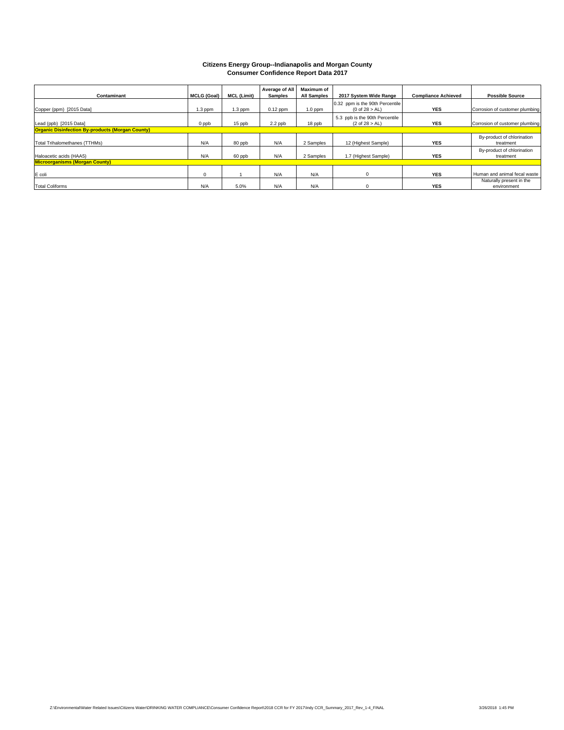## Citizens Energy Group--Indianapolis and Morgan County
## Consumer Confidence Report Data 2017

| Contaminant | MCLG (Goal) | MCL (Limit) | Average of All Samples | Maximum of All Samples | 2017 System Wide Range | Compliance Achieved | Possible Source |
|---|---|---|---|---|---|---|---|
| Copper (ppm) [2015 Data] | 1.3 ppm | 1.3 ppm | 0.12 ppm | 1.0 ppm | 0.32 ppm is the 90th Percentile (0 of 28 > AL) | **YES** | Corrosion of customer plumbing |
| Lead (ppb) [2015 Data] | 0 ppb | 15 ppb | 2.2 ppb | 18 ppb | 5.3 ppb is the 90th Percentile (2 of 28 > AL) | **YES** | Corrosion of customer plumbing |
| **Organic Disinfection By-products (Morgan County)** | | | | | | | |
| Total Trihalomethanes (TTHMs) | N/A | 80 ppb | N/A | 2 Samples | 12 (Highest Sample) | **YES** | By-product of chlorination treatment |
| Haloacetic acids (HAA5) | N/A | 60 ppb | N/A | 2 Samples | 1.7 (Highest Sample) | **YES** | By-product of chlorination treatment |
| **Microorganisms (Morgan County)** | | | | | | | |
| E coli | 0 | 1 | N/A | N/A | 0 | **YES** | Human and animal fecal waste |
| Total Coliforms | N/A | 5.0% | N/A | N/A | 0 | **YES** | Naturally present in the environment |

Z:\Environmental\Water Related Issues\Citizens Water\DRINKING WATER COMPLIANCE\Consumer Confidence Report\2018 CCR for FY 2017\Indy CCR_Summary_2017_Rev_1-4_FINAL 3/26/2018 1:45 PM